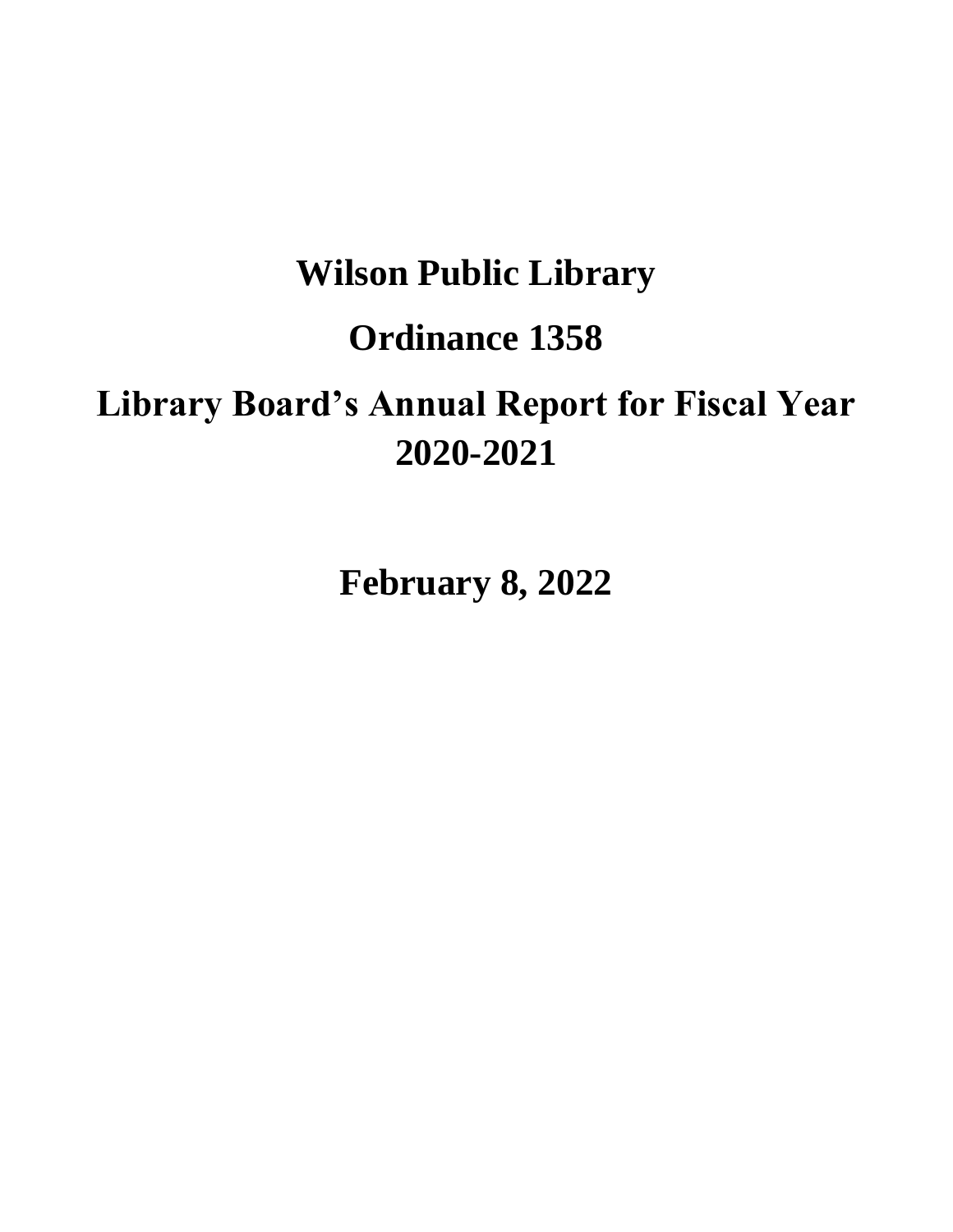# Wilson Public Library

# Ordinance 1358

# Library Board's Annual Report for Fiscal Year 2020-2021

## February 8, 2022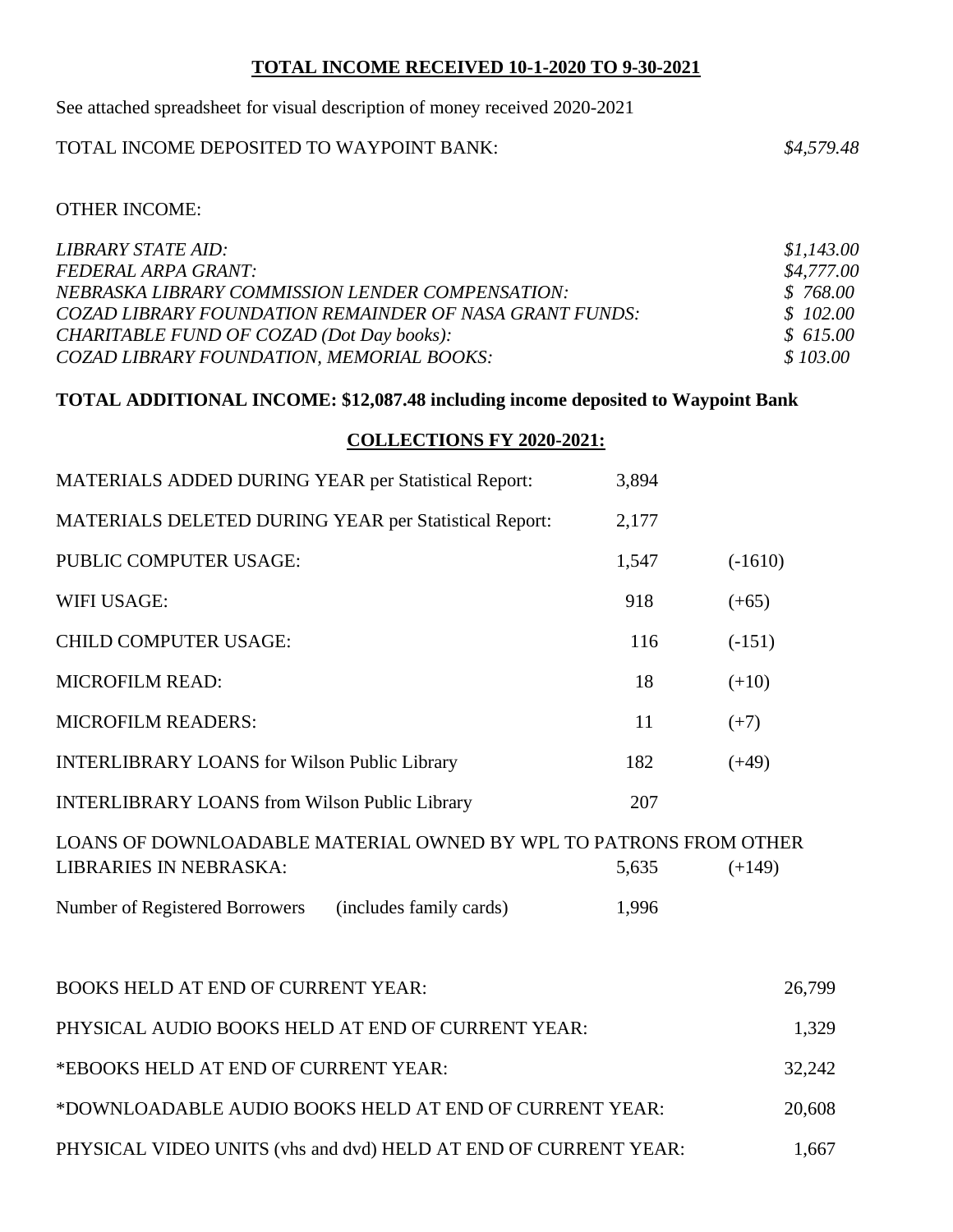## TOTAL INCOME RECEIVED 10-1-2020 TO 9-30-2021

See attached spreadsheet for visual description of money received 2020-2021

TOTAL INCOME DEPOSITED TO WAYPOINT BANK: *$4,579.48*

OTHER INCOME:

| | |
|---|---|
| *LIBRARY STATE AID:* | *$1,143.00* |
| *FEDERAL ARPA GRANT:* | *$4,777.00* |
| *NEBRASKA LIBRARY COMMISSION LENDER COMPENSATION:* | *$ 768.00* |
| *COZAD LIBRARY FOUNDATION REMAINDER OF NASA GRANT FUNDS:* | *$ 102.00* |
| *CHARITABLE FUND OF COZAD (Dot Day books):* | *$ 615.00* |
| *COZAD LIBRARY FOUNDATION, MEMORIAL BOOKS:* | *$ 103.00* |

**TOTAL ADDITIONAL INCOME: $12,087.48 including income deposited to Waypoint Bank**

## COLLECTIONS FY 2020-2021:

| | | |
|---|---|---|
| MATERIALS ADDED DURING YEAR per Statistical Report: | 3,894 | |
| MATERIALS DELETED DURING YEAR per Statistical Report: | 2,177 | |
| PUBLIC COMPUTER USAGE: | 1,547 | (-1610) |
| WIFI USAGE: | 918 | (+65) |
| CHILD COMPUTER USAGE: | 116 | (-151) |
| MICROFILM READ: | 18 | (+10) |
| MICROFILM READERS: | 11 | (+7) |
| INTERLIBRARY LOANS for Wilson Public Library | 182 | (+49) |
| INTERLIBRARY LOANS from Wilson Public Library | 207 | |
| LOANS OF DOWNLOADABLE MATERIAL OWNED BY WPL TO PATRONS FROM OTHER LIBRARIES IN NEBRASKA: | 5,635 | (+149) |
| Number of Registered Borrowers (includes family cards) | 1,996 | |

| | |
|---|---|
| BOOKS HELD AT END OF CURRENT YEAR: | 26,799 |
| PHYSICAL AUDIO BOOKS HELD AT END OF CURRENT YEAR: | 1,329 |
| *EBOOKS HELD AT END OF CURRENT YEAR: | 32,242 |
| *DOWNLOADABLE AUDIO BOOKS HELD AT END OF CURRENT YEAR: | 20,608 |
| PHYSICAL VIDEO UNITS (vhs and dvd) HELD AT END OF CURRENT YEAR: | 1,667 |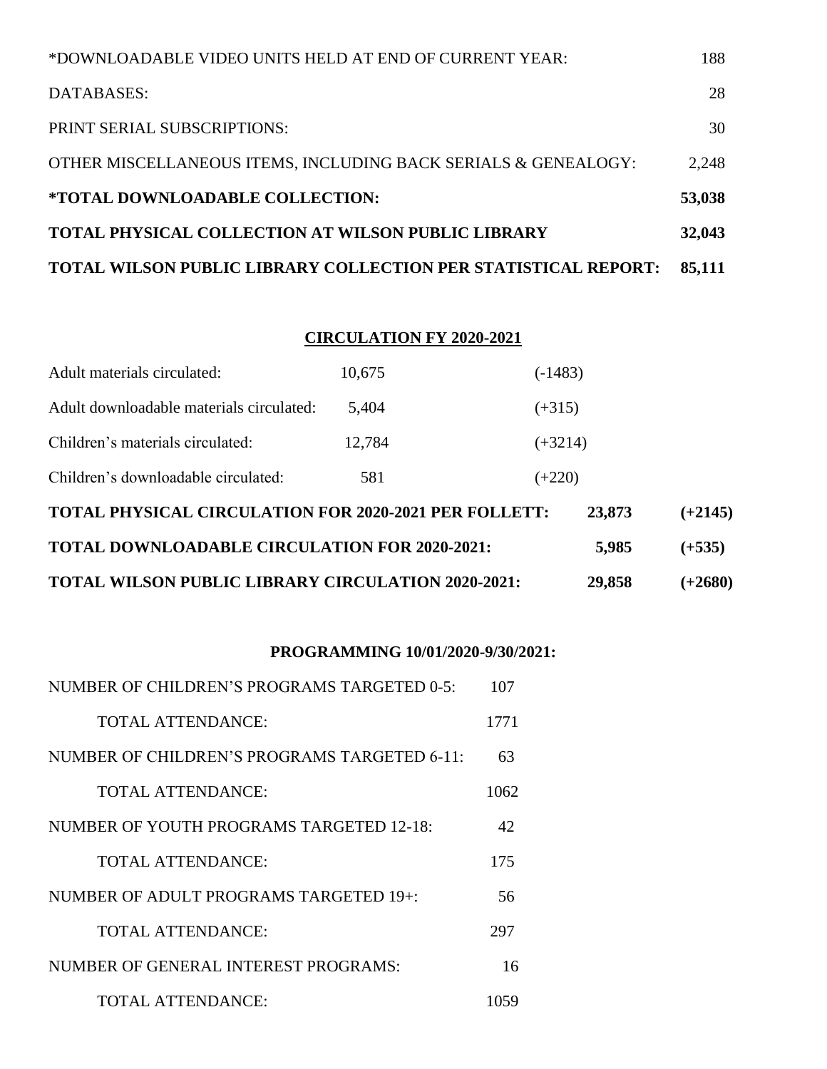| | |
|---|---|
| *DOWNLOADABLE VIDEO UNITS HELD AT END OF CURRENT YEAR: | 188 |
| DATABASES: | 28 |
| PRINT SERIAL SUBSCRIPTIONS: | 30 |
| OTHER MISCELLANEOUS ITEMS, INCLUDING BACK SERIALS & GENEALOGY: | 2,248 |
| **\*TOTAL DOWNLOADABLE COLLECTION:** | **53,038** |
| **TOTAL PHYSICAL COLLECTION AT WILSON PUBLIC LIBRARY** | **32,043** |
| **TOTAL WILSON PUBLIC LIBRARY COLLECTION PER STATISTICAL REPORT:** | **85,111** |

## CIRCULATION FY 2020-2021

| | | | | |
|---|---|---|---|---|
| Adult materials circulated: | 10,675 | (-1483) | | |
| Adult downloadable materials circulated: | 5,404 | (+315) | | |
| Children's materials circulated: | 12,784 | (+3214) | | |
| Children's downloadable circulated: | 581 | (+220) | | |
| **TOTAL PHYSICAL CIRCULATION FOR 2020-2021 PER FOLLETT:** | | | **23,873** | **(+2145)** |
| **TOTAL DOWNLOADABLE CIRCULATION FOR 2020-2021:** | | | **5,985** | **(+535)** |
| **TOTAL WILSON PUBLIC LIBRARY CIRCULATION 2020-2021:** | | | **29,858** | **(+2680)** |

## PROGRAMMING 10/01/2020-9/30/2021:

| | |
|---|---|
| NUMBER OF CHILDREN'S PROGRAMS TARGETED 0-5: | 107 |
| TOTAL ATTENDANCE: | 1771 |
| NUMBER OF CHILDREN'S PROGRAMS TARGETED 6-11: | 63 |
| TOTAL ATTENDANCE: | 1062 |
| NUMBER OF YOUTH PROGRAMS TARGETED 12-18: | 42 |
| TOTAL ATTENDANCE: | 175 |
| NUMBER OF ADULT PROGRAMS TARGETED 19+: | 56 |
| TOTAL ATTENDANCE: | 297 |
| NUMBER OF GENERAL INTEREST PROGRAMS: | 16 |
| TOTAL ATTENDANCE: | 1059 |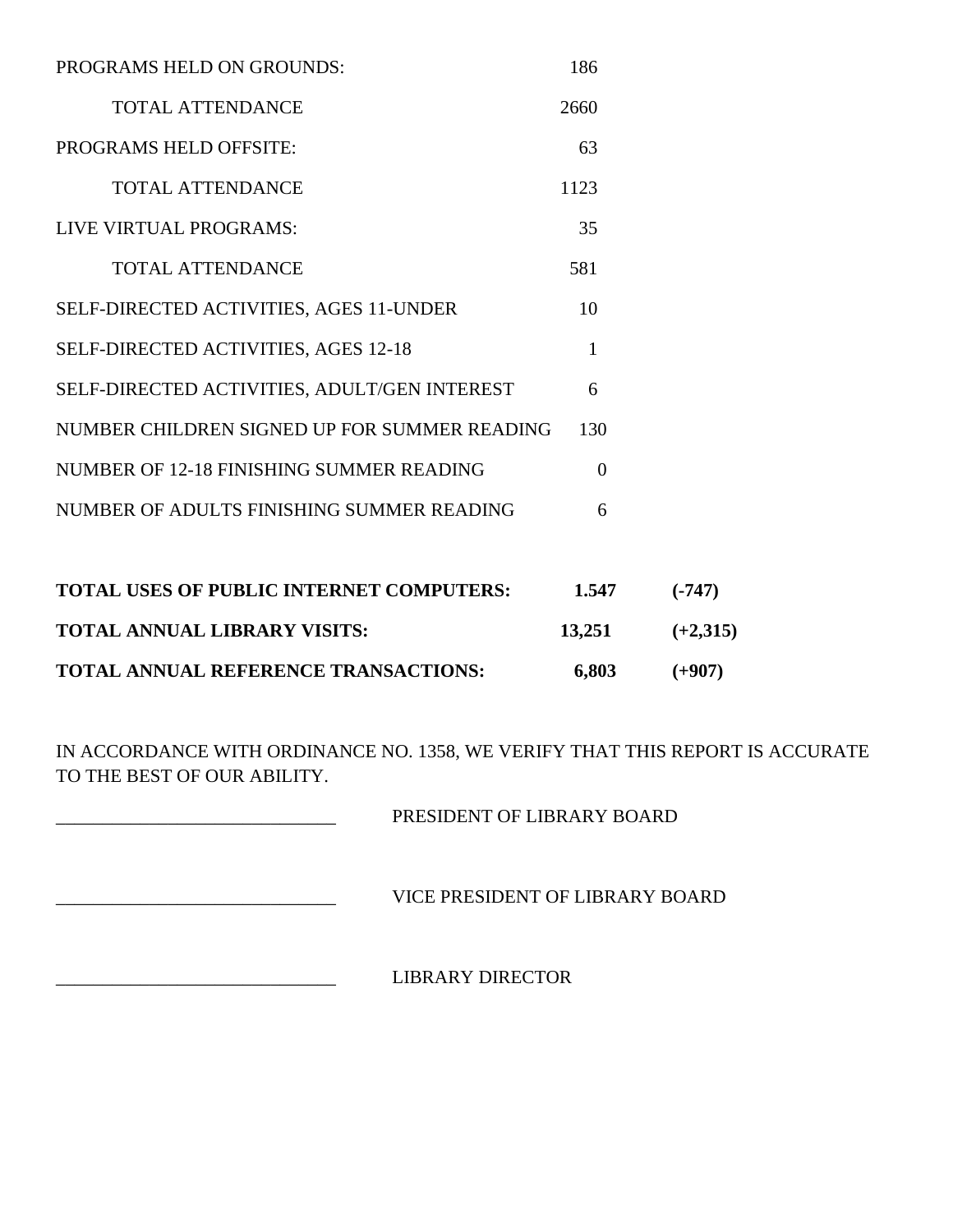| | | |
|---|---|---|
| PROGRAMS HELD ON GROUNDS: | 186 | |
| TOTAL ATTENDANCE | 2660 | |
| PROGRAMS HELD OFFSITE: | 63 | |
| TOTAL ATTENDANCE | 1123 | |
| LIVE VIRTUAL PROGRAMS: | 35 | |
| TOTAL ATTENDANCE | 581 | |
| SELF-DIRECTED ACTIVITIES, AGES 11-UNDER | 10 | |
| SELF-DIRECTED ACTIVITIES, AGES 12-18 | 1 | |
| SELF-DIRECTED ACTIVITIES, ADULT/GEN INTEREST | 6 | |
| NUMBER CHILDREN SIGNED UP FOR SUMMER READING | 130 | |
| NUMBER OF 12-18 FINISHING SUMMER READING | 0 | |
| NUMBER OF ADULTS FINISHING SUMMER READING | 6 | |
| **TOTAL USES OF PUBLIC INTERNET COMPUTERS:** | **1.547** | **(-747)** |
| **TOTAL ANNUAL LIBRARY VISITS:** | **13,251** | **(+2,315)** |
| **TOTAL ANNUAL REFERENCE TRANSACTIONS:** | **6,803** | **(+907)** |

IN ACCORDANCE WITH ORDINANCE NO. 1358, WE VERIFY THAT THIS REPORT IS ACCURATE TO THE BEST OF OUR ABILITY.

______________________________ PRESIDENT OF LIBRARY BOARD

______________________________ VICE PRESIDENT OF LIBRARY BOARD

______________________________ LIBRARY DIRECTOR